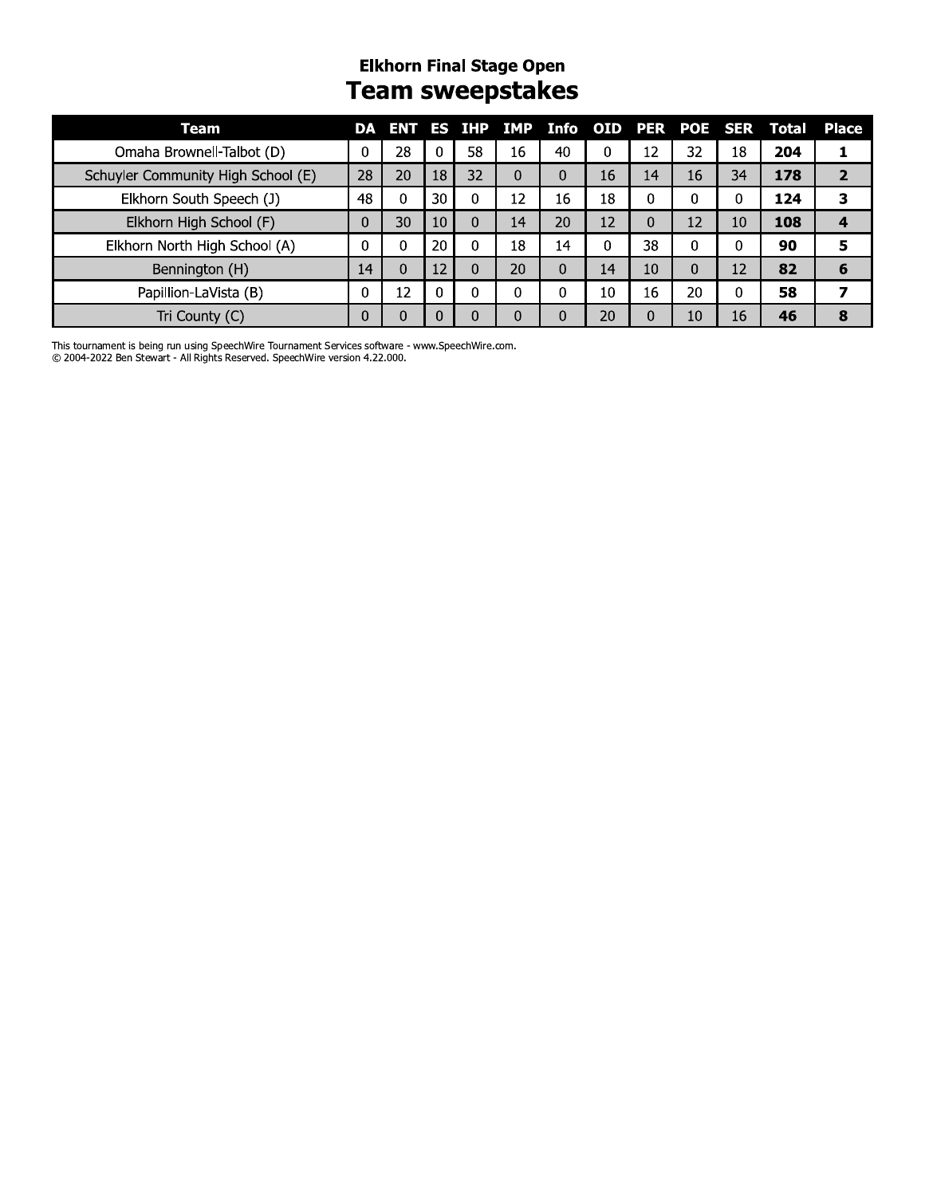## Elkhorn Final Stage Open

# Team sweepstakes

| Team | DA | ENT | ES | IHP | IMP | Info | OID | PER | POE | SER | Total | Place |
|---|---|---|---|---|---|---|---|---|---|---|---|---|
| Omaha Brownell-Talbot (D) | 0 | 28 | 0 | 58 | 16 | 40 | 0 | 12 | 32 | 18 | **204** | **1** |
| Schuyler Community High School (E) | 28 | 20 | 18 | 32 | 0 | 0 | 16 | 14 | 16 | 34 | **178** | **2** |
| Elkhorn South Speech (J) | 48 | 0 | 30 | 0 | 12 | 16 | 18 | 0 | 0 | 0 | **124** | **3** |
| Elkhorn High School (F) | 0 | 30 | 10 | 0 | 14 | 20 | 12 | 0 | 12 | 10 | **108** | **4** |
| Elkhorn North High School (A) | 0 | 0 | 20 | 0 | 18 | 14 | 0 | 38 | 0 | 0 | **90** | **5** |
| Bennington (H) | 14 | 0 | 12 | 0 | 20 | 0 | 14 | 10 | 0 | 12 | **82** | **6** |
| Papillion-LaVista (B) | 0 | 12 | 0 | 0 | 0 | 0 | 10 | 16 | 20 | 0 | **58** | **7** |
| Tri County (C) | 0 | 0 | 0 | 0 | 0 | 0 | 20 | 0 | 10 | 16 | **46** | **8** |

This tournament is being run using SpeechWire Tournament Services software - www.SpeechWire.com.
© 2004-2022 Ben Stewart - All Rights Reserved. SpeechWire version 4.22.000.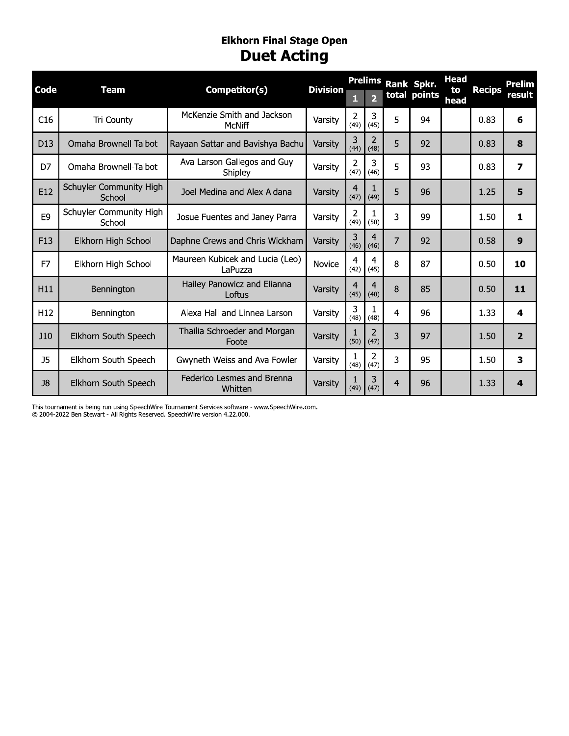# Elkhorn Final Stage Open

## Duet Acting

| Code | Team | Competitor(s) | Division | Prelims 1 | Prelims 2 | Rank total | Spkr. points | Head to head | Recips | Prelim result |
|---|---|---|---|---|---|---|---|---|---|---|
| C16 | Tri County | McKenzie Smith and Jackson McNiff | Varsity | 2 (49) | 3 (45) | 5 | 94 | | 0.83 | **6** |
| D13 | Omaha Brownell-Talbot | Rayaan Sattar and Bavishya Bachu | Varsity | 3 (44) | 2 (48) | 5 | 92 | | 0.83 | **8** |
| D7 | Omaha Brownell-Talbot | Ava Larson Gallegos and Guy Shipley | Varsity | 2 (47) | 3 (46) | 5 | 93 | | 0.83 | **7** |
| E12 | Schuyler Community High School | Joel Medina and Alex Aldana | Varsity | 4 (47) | 1 (49) | 5 | 96 | | 1.25 | **5** |
| E9 | Schuyler Community High School | Josue Fuentes and Janey Parra | Varsity | 2 (49) | 1 (50) | 3 | 99 | | 1.50 | **1** |
| F13 | Elkhorn High School | Daphne Crews and Chris Wickham | Varsity | 3 (46) | 4 (46) | 7 | 92 | | 0.58 | **9** |
| F7 | Elkhorn High School | Maureen Kubicek and Lucia (Leo) LaPuzza | Novice | 4 (42) | 4 (45) | 8 | 87 | | 0.50 | **10** |
| H11 | Bennington | Hailey Panowicz and Elianna Loftus | Varsity | 4 (45) | 4 (40) | 8 | 85 | | 0.50 | **11** |
| H12 | Bennington | Alexa Hall and Linnea Larson | Varsity | 3 (48) | 1 (48) | 4 | 96 | | 1.33 | **4** |
| J10 | Elkhorn South Speech | Thailia Schroeder and Morgan Foote | Varsity | 1 (50) | 2 (47) | 3 | 97 | | 1.50 | **2** |
| J5 | Elkhorn South Speech | Gwyneth Weiss and Ava Fowler | Varsity | 1 (48) | 2 (47) | 3 | 95 | | 1.50 | **3** |
| J8 | Elkhorn South Speech | Federico Lesmes and Brenna Whitten | Varsity | 1 (49) | 3 (47) | 4 | 96 | | 1.33 | **4** |

This tournament is being run using SpeechWire Tournament Services software - www.SpeechWire.com.
© 2004-2022 Ben Stewart - All Rights Reserved. SpeechWire version 4.22.000.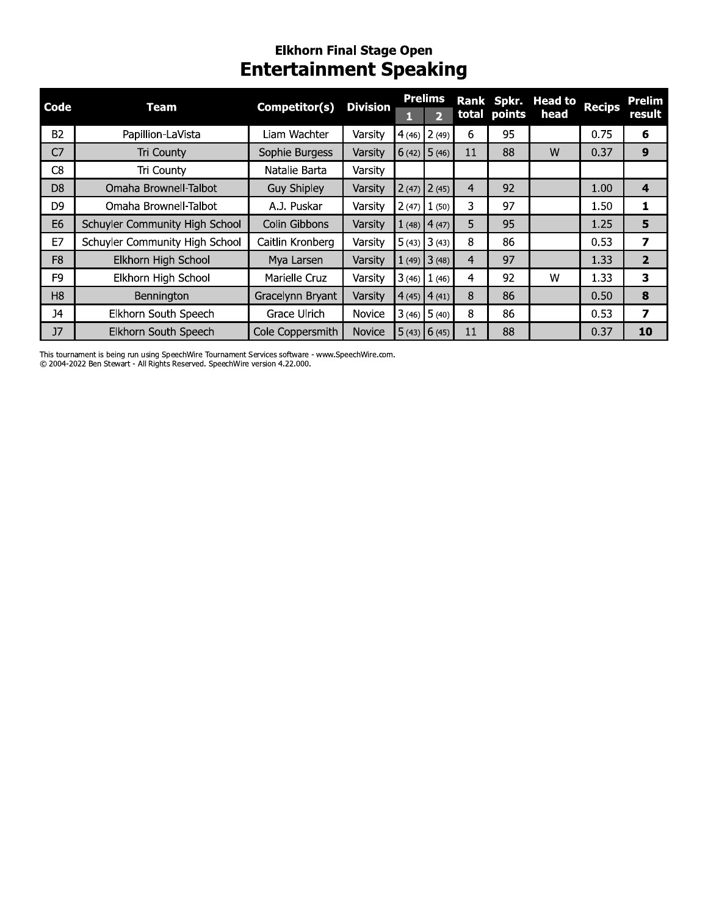## Elkhorn Final Stage Open

# Entertainment Speaking

| Code | Team | Competitor(s) | Division | Prelims | | Rank total | Spkr. points | Head to head | Recips | Prelim result |
|---|---|---|---|---|---|---|---|---|---|---|
| | | | | 1 | 2 | | | | | |
| B2 | Papillion-LaVista | Liam Wachter | Varsity | 4 (46) | 2 (49) | 6 | 95 | | 0.75 | **6** |
| C7 | Tri County | Sophie Burgess | Varsity | 6 (42) | 5 (46) | 11 | 88 | W | 0.37 | **9** |
| C8 | Tri County | Natalie Barta | Varsity | | | | | | | |
| D8 | Omaha Brownell-Talbot | Guy Shipley | Varsity | 2 (47) | 2 (45) | 4 | 92 | | 1.00 | **4** |
| D9 | Omaha Brownell-Talbot | A.J. Puskar | Varsity | 2 (47) | 1 (50) | 3 | 97 | | 1.50 | **1** |
| E6 | Schuyler Community High School | Colin Gibbons | Varsity | 1 (48) | 4 (47) | 5 | 95 | | 1.25 | **5** |
| E7 | Schuyler Community High School | Caitlin Kronberg | Varsity | 5 (43) | 3 (43) | 8 | 86 | | 0.53 | **7** |
| F8 | Elkhorn High School | Mya Larsen | Varsity | 1 (49) | 3 (48) | 4 | 97 | | 1.33 | **2** |
| F9 | Elkhorn High School | Marielle Cruz | Varsity | 3 (46) | 1 (46) | 4 | 92 | W | 1.33 | **3** |
| H8 | Bennington | Gracelynn Bryant | Varsity | 4 (45) | 4 (41) | 8 | 86 | | 0.50 | **8** |
| J4 | Elkhorn South Speech | Grace Ulrich | Novice | 3 (46) | 5 (40) | 8 | 86 | | 0.53 | **7** |
| J7 | Elkhorn South Speech | Cole Coppersmith | Novice | 5 (43) | 6 (45) | 11 | 88 | | 0.37 | **10** |

This tournament is being run using SpeechWire Tournament Services software - www.SpeechWire.com.
© 2004-2022 Ben Stewart - All Rights Reserved. SpeechWire version 4.22.000.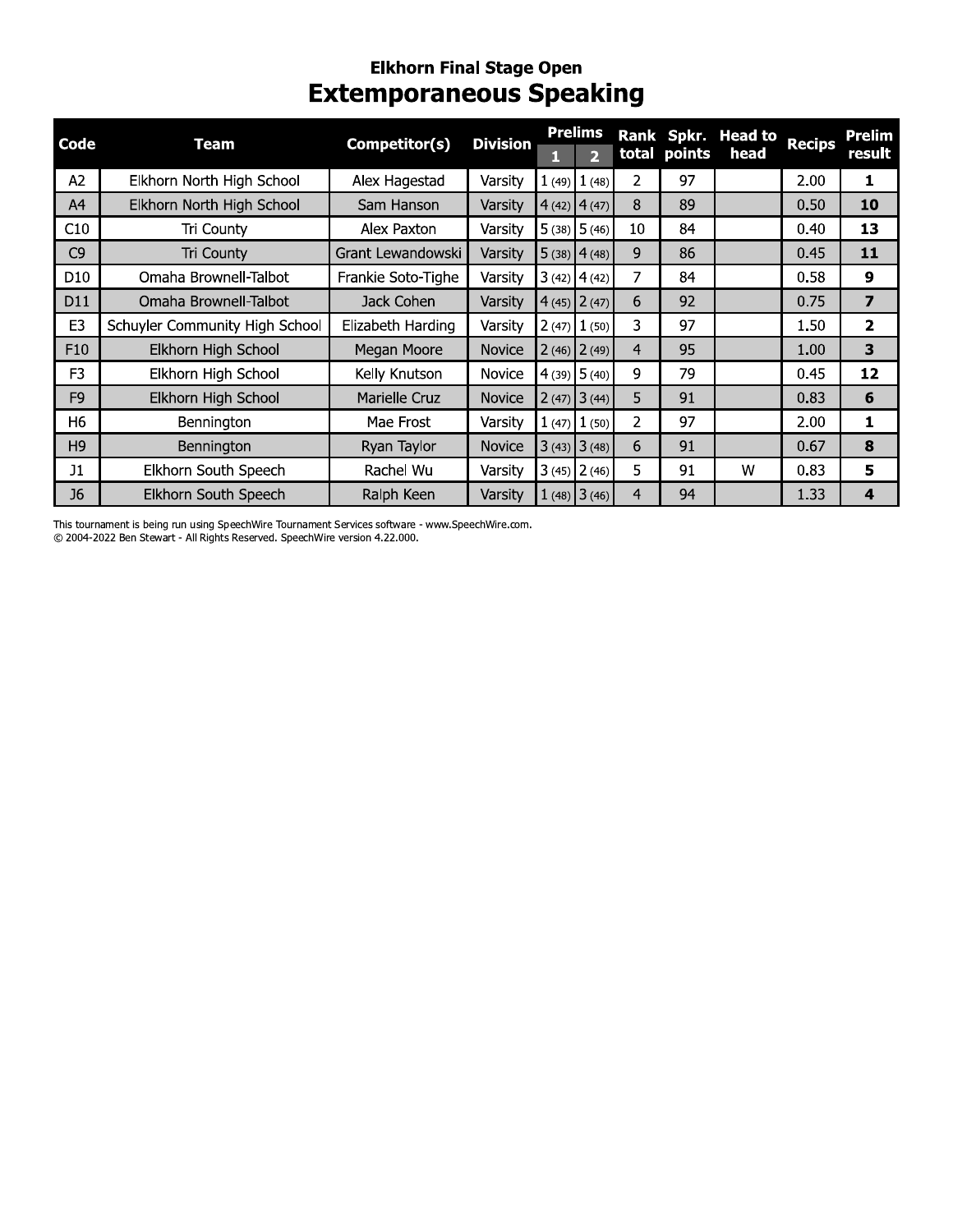## Elkhorn Final Stage Open

# Extemporaneous Speaking

| Code | Team | Competitor(s) | Division | Prelims 1 | Prelims 2 | Rank total | Spkr. points | Head to head | Recips | Prelim result |
|---|---|---|---|---|---|---|---|---|---|---|
| A2 | Elkhorn North High School | Alex Hagestad | Varsity | 1 (49) | 1 (48) | 2 | 97 | | 2.00 | **1** |
| A4 | Elkhorn North High School | Sam Hanson | Varsity | 4 (42) | 4 (47) | 8 | 89 | | 0.50 | **10** |
| C10 | Tri County | Alex Paxton | Varsity | 5 (38) | 5 (46) | 10 | 84 | | 0.40 | **13** |
| C9 | Tri County | Grant Lewandowski | Varsity | 5 (38) | 4 (48) | 9 | 86 | | 0.45 | **11** |
| D10 | Omaha Brownell-Talbot | Frankie Soto-Tighe | Varsity | 3 (42) | 4 (42) | 7 | 84 | | 0.58 | **9** |
| D11 | Omaha Brownell-Talbot | Jack Cohen | Varsity | 4 (45) | 2 (47) | 6 | 92 | | 0.75 | **7** |
| E3 | Schuyler Community High School | Elizabeth Harding | Varsity | 2 (47) | 1 (50) | 3 | 97 | | 1.50 | **2** |
| F10 | Elkhorn High School | Megan Moore | Novice | 2 (46) | 2 (49) | 4 | 95 | | 1.00 | **3** |
| F3 | Elkhorn High School | Kelly Knutson | Novice | 4 (39) | 5 (40) | 9 | 79 | | 0.45 | **12** |
| F9 | Elkhorn High School | Marielle Cruz | Novice | 2 (47) | 3 (44) | 5 | 91 | | 0.83 | **6** |
| H6 | Bennington | Mae Frost | Varsity | 1 (47) | 1 (50) | 2 | 97 | | 2.00 | **1** |
| H9 | Bennington | Ryan Taylor | Novice | 3 (43) | 3 (48) | 6 | 91 | | 0.67 | **8** |
| J1 | Elkhorn South Speech | Rachel Wu | Varsity | 3 (45) | 2 (46) | 5 | 91 | W | 0.83 | **5** |
| J6 | Elkhorn South Speech | Ralph Keen | Varsity | 1 (48) | 3 (46) | 4 | 94 | | 1.33 | **4** |

This tournament is being run using SpeechWire Tournament Services software - www.SpeechWire.com.
© 2004-2022 Ben Stewart - All Rights Reserved. SpeechWire version 4.22.000.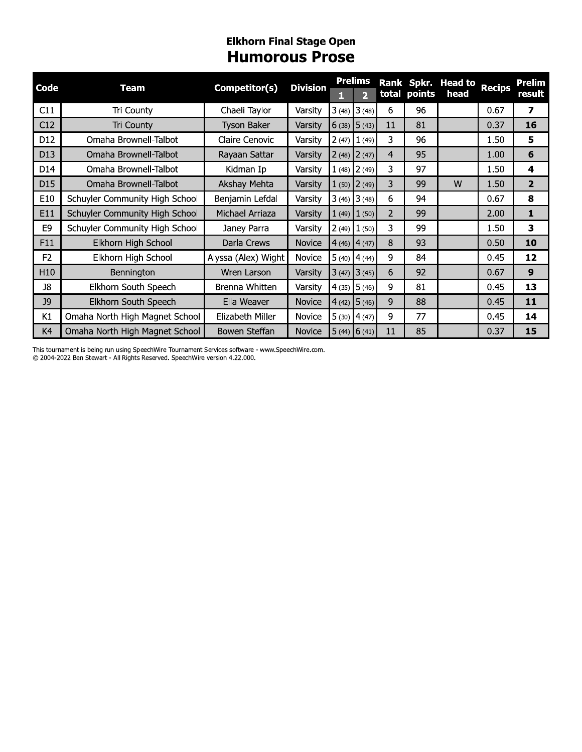## Elkhorn Final Stage Open

# Humorous Prose

| Code | Team | Competitor(s) | Division | Prelims | | Rank total | Spkr. points | Head to head | Recips | Prelim result |
|---|---|---|---|---|---|---|---|---|---|---|
| | | | | 1 | 2 | | | | | |
| C11 | Tri County | Chaeli Taylor | Varsity | 3 (48) | 3 (48) | 6 | 96 | | 0.67 | **7** |
| C12 | Tri County | Tyson Baker | Varsity | 6 (38) | 5 (43) | 11 | 81 | | 0.37 | **16** |
| D12 | Omaha Brownell-Talbot | Claire Cenovic | Varsity | 2 (47) | 1 (49) | 3 | 96 | | 1.50 | **5** |
| D13 | Omaha Brownell-Talbot | Rayaan Sattar | Varsity | 2 (48) | 2 (47) | 4 | 95 | | 1.00 | **6** |
| D14 | Omaha Brownell-Talbot | Kidman Ip | Varsity | 1 (48) | 2 (49) | 3 | 97 | | 1.50 | **4** |
| D15 | Omaha Brownell-Talbot | Akshay Mehta | Varsity | 1 (50) | 2 (49) | 3 | 99 | W | 1.50 | **2** |
| E10 | Schuyler Community High School | Benjamin Lefdal | Varsity | 3 (46) | 3 (48) | 6 | 94 | | 0.67 | **8** |
| E11 | Schuyler Community High School | Michael Arriaza | Varsity | 1 (49) | 1 (50) | 2 | 99 | | 2.00 | **1** |
| E9 | Schuyler Community High School | Janey Parra | Varsity | 2 (49) | 1 (50) | 3 | 99 | | 1.50 | **3** |
| F11 | Elkhorn High School | Darla Crews | Novice | 4 (46) | 4 (47) | 8 | 93 | | 0.50 | **10** |
| F2 | Elkhorn High School | Alyssa (Alex) Wight | Novice | 5 (40) | 4 (44) | 9 | 84 | | 0.45 | **12** |
| H10 | Bennington | Wren Larson | Varsity | 3 (47) | 3 (45) | 6 | 92 | | 0.67 | **9** |
| J8 | Elkhorn South Speech | Brenna Whitten | Varsity | 4 (35) | 5 (46) | 9 | 81 | | 0.45 | **13** |
| J9 | Elkhorn South Speech | Ella Weaver | Novice | 4 (42) | 5 (46) | 9 | 88 | | 0.45 | **11** |
| K1 | Omaha North High Magnet School | Elizabeth Miller | Novice | 5 (30) | 4 (47) | 9 | 77 | | 0.45 | **14** |
| K4 | Omaha North High Magnet School | Bowen Steffan | Novice | 5 (44) | 6 (41) | 11 | 85 | | 0.37 | **15** |

This tournament is being run using SpeechWire Tournament Services software - www.SpeechWire.com.
© 2004-2022 Ben Stewart - All Rights Reserved. SpeechWire version 4.22.000.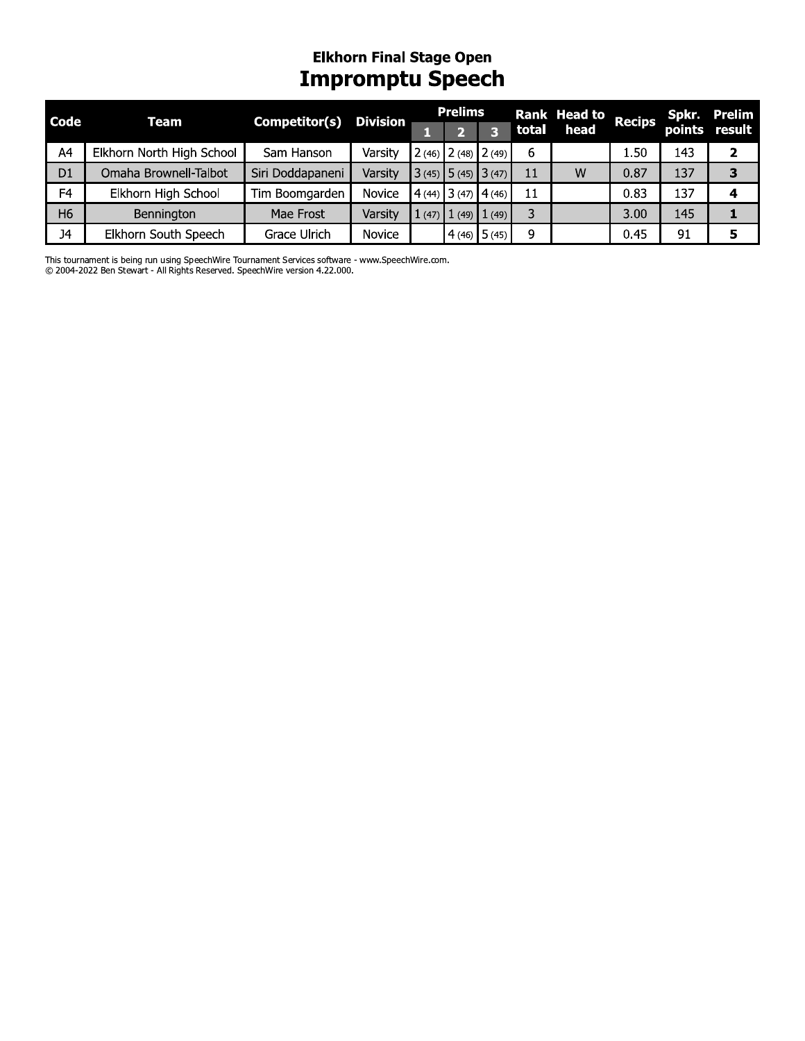## Elkhorn Final Stage Open

# Impromptu Speech

| Code | Team | Competitor(s) | Division | Prelims | | | Rank total | Head to head | Recips | Spkr. points | Prelim result |
|---|---|---|---|---|---|---|---|---|---|---|---|
| | | | | 1 | 2 | 3 | | | | | |
| A4 | Elkhorn North High School | Sam Hanson | Varsity | 2 (46) | 2 (48) | 2 (49) | 6 | | 1.50 | 143 | **2** |
| D1 | Omaha Brownell-Talbot | Siri Doddapaneni | Varsity | 3 (45) | 5 (45) | 3 (47) | 11 | W | 0.87 | 137 | **3** |
| F4 | Elkhorn High School | Tim Boomgarden | Novice | 4 (44) | 3 (47) | 4 (46) | 11 | | 0.83 | 137 | **4** |
| H6 | Bennington | Mae Frost | Varsity | 1 (47) | 1 (49) | 1 (49) | 3 | | 3.00 | 145 | **1** |
| J4 | Elkhorn South Speech | Grace Ulrich | Novice | | 4 (46) | 5 (45) | 9 | | 0.45 | 91 | **5** |

This tournament is being run using SpeechWire Tournament Services software - www.SpeechWire.com.
© 2004-2022 Ben Stewart - All Rights Reserved. SpeechWire version 4.22.000.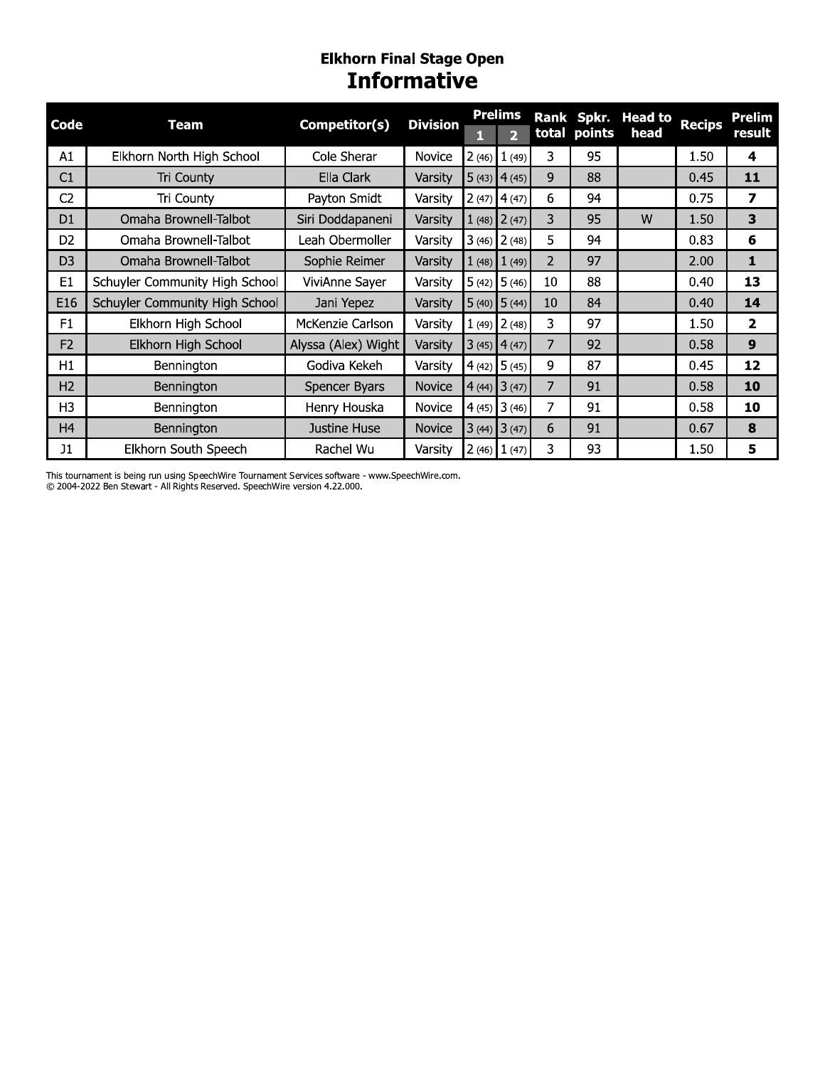# Elkhorn Final Stage Open

## Informative

| Code | Team | Competitor(s) | Division | Prelims | | Rank total | Spkr. points | Head to head | Recips | Prelim result |
|---|---|---|---|---|---|---|---|---|---|---|
| | | | | 1 | 2 | | | | | |
| A1 | Elkhorn North High School | Cole Sherar | Novice | 2 (46) | 1 (49) | 3 | 95 | | 1.50 | **4** |
| C1 | Tri County | Ella Clark | Varsity | 5 (43) | 4 (45) | 9 | 88 | | 0.45 | **11** |
| C2 | Tri County | Payton Smidt | Varsity | 2 (47) | 4 (47) | 6 | 94 | | 0.75 | **7** |
| D1 | Omaha Brownell-Talbot | Siri Doddapaneni | Varsity | 1 (48) | 2 (47) | 3 | 95 | W | 1.50 | **3** |
| D2 | Omaha Brownell-Talbot | Leah Obermoller | Varsity | 3 (46) | 2 (48) | 5 | 94 | | 0.83 | **6** |
| D3 | Omaha Brownell-Talbot | Sophie Reimer | Varsity | 1 (48) | 1 (49) | 2 | 97 | | 2.00 | **1** |
| E1 | Schuyler Community High School | ViviAnne Sayer | Varsity | 5 (42) | 5 (46) | 10 | 88 | | 0.40 | **13** |
| E16 | Schuyler Community High School | Jani Yepez | Varsity | 5 (40) | 5 (44) | 10 | 84 | | 0.40 | **14** |
| F1 | Elkhorn High School | McKenzie Carlson | Varsity | 1 (49) | 2 (48) | 3 | 97 | | 1.50 | **2** |
| F2 | Elkhorn High School | Alyssa (Alex) Wight | Varsity | 3 (45) | 4 (47) | 7 | 92 | | 0.58 | **9** |
| H1 | Bennington | Godiva Kekeh | Varsity | 4 (42) | 5 (45) | 9 | 87 | | 0.45 | **12** |
| H2 | Bennington | Spencer Byars | Novice | 4 (44) | 3 (47) | 7 | 91 | | 0.58 | **10** |
| H3 | Bennington | Henry Houska | Novice | 4 (45) | 3 (46) | 7 | 91 | | 0.58 | **10** |
| H4 | Bennington | Justine Huse | Novice | 3 (44) | 3 (47) | 6 | 91 | | 0.67 | **8** |
| J1 | Elkhorn South Speech | Rachel Wu | Varsity | 2 (46) | 1 (47) | 3 | 93 | | 1.50 | **5** |

This tournament is being run using SpeechWire Tournament Services software - www.SpeechWire.com.
© 2004-2022 Ben Stewart - All Rights Reserved. SpeechWire version 4.22.000.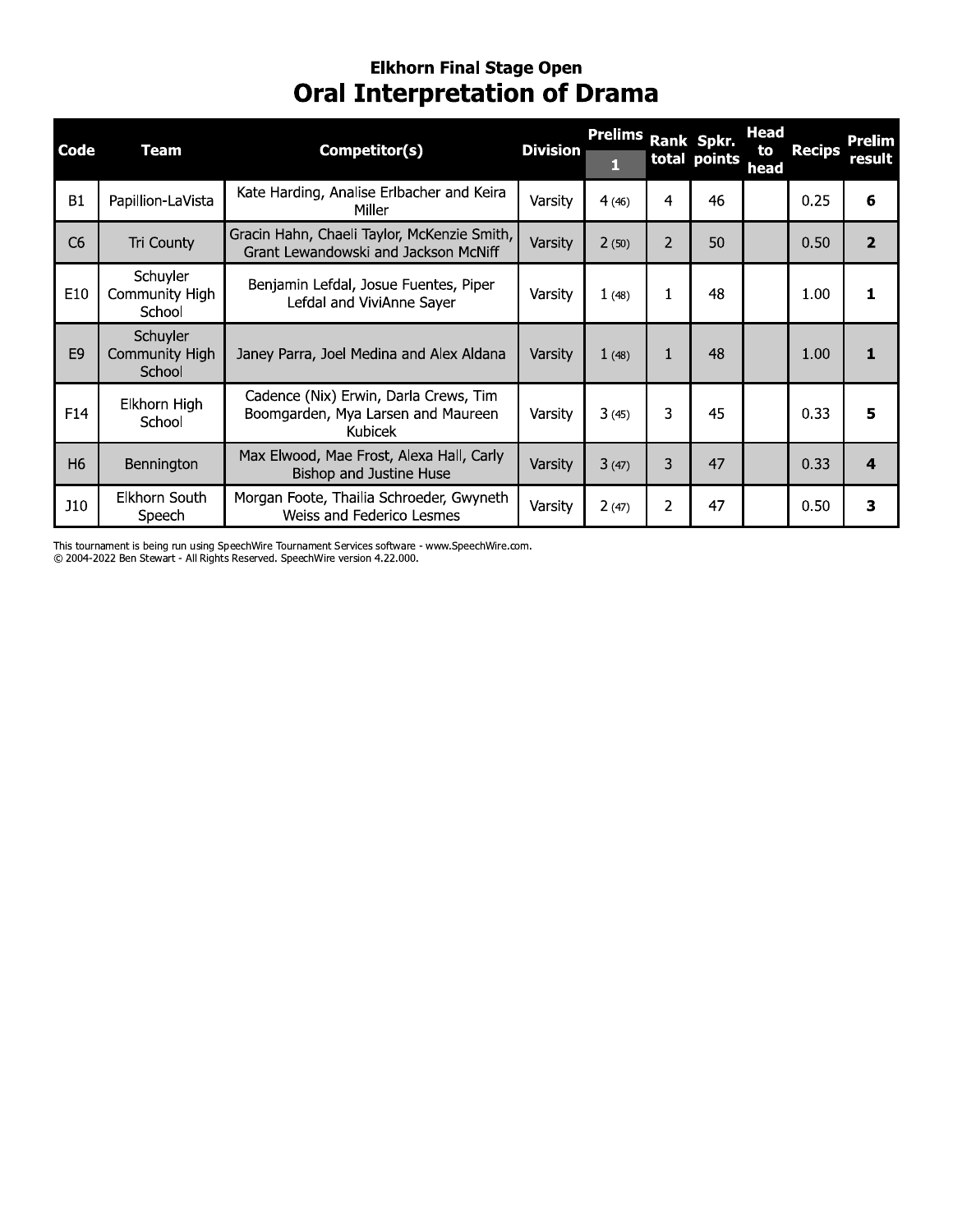### Elkhorn Final Stage Open

# Oral Interpretation of Drama

| Code | Team | Competitor(s) | Division | Prelims | Rank total | Spkr. points | Head to head | Recips | Prelim result |
|---|---|---|---|---|---|---|---|---|---|
| | | | | 1 | | | | | |
| B1 | Papillion-LaVista | Kate Harding, Analise Erlbacher and Keira Miller | Varsity | 4 (46) | 4 | 46 | | 0.25 | **6** |
| C6 | Tri County | Gracin Hahn, Chaeli Taylor, McKenzie Smith, Grant Lewandowski and Jackson McNiff | Varsity | 2 (50) | 2 | 50 | | 0.50 | **2** |
| E10 | Schuyler Community High School | Benjamin Lefdal, Josue Fuentes, Piper Lefdal and ViviAnne Sayer | Varsity | 1 (48) | 1 | 48 | | 1.00 | **1** |
| E9 | Schuyler Community High School | Janey Parra, Joel Medina and Alex Aldana | Varsity | 1 (48) | 1 | 48 | | 1.00 | **1** |
| F14 | Elkhorn High School | Cadence (Nix) Erwin, Darla Crews, Tim Boomgarden, Mya Larsen and Maureen Kubicek | Varsity | 3 (45) | 3 | 45 | | 0.33 | **5** |
| H6 | Bennington | Max Elwood, Mae Frost, Alexa Hall, Carly Bishop and Justine Huse | Varsity | 3 (47) | 3 | 47 | | 0.33 | **4** |
| J10 | Elkhorn South Speech | Morgan Foote, Thailia Schroeder, Gwyneth Weiss and Federico Lesmes | Varsity | 2 (47) | 2 | 47 | | 0.50 | **3** |

This tournament is being run using SpeechWire Tournament Services software - www.SpeechWire.com.
© 2004-2022 Ben Stewart - All Rights Reserved. SpeechWire version 4.22.000.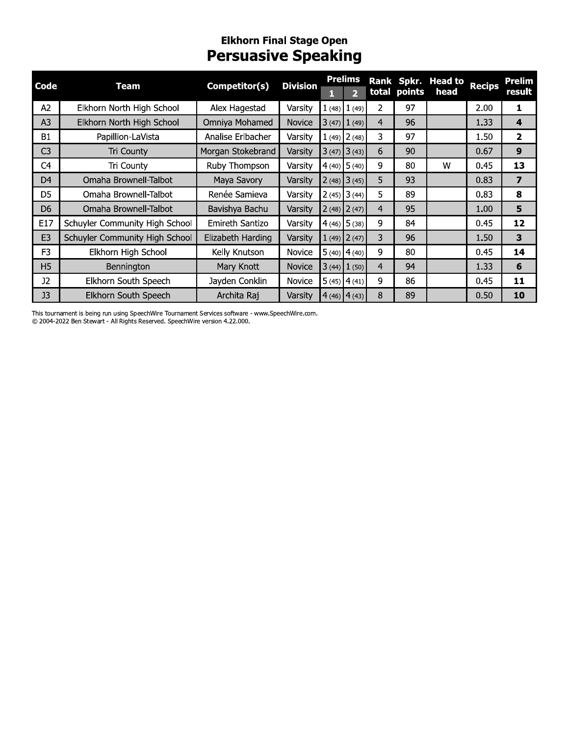### Elkhorn Final Stage Open

# Persuasive Speaking

| Code | Team | Competitor(s) | Division | Prelims | | Rank total | Spkr. points | Head to head | Recips | Prelim result |
|---|---|---|---|---|---|---|---|---|---|---|
| | | | | 1 | 2 | | | | | |
| A2 | Elkhorn North High School | Alex Hagestad | Varsity | 1 (48) | 1 (49) | 2 | 97 | | 2.00 | **1** |
| A3 | Elkhorn North High School | Omniya Mohamed | Novice | 3 (47) | 1 (49) | 4 | 96 | | 1.33 | **4** |
| B1 | Papillion-LaVista | Analise Erlbacher | Varsity | 1 (49) | 2 (48) | 3 | 97 | | 1.50 | **2** |
| C3 | Tri County | Morgan Stokebrand | Varsity | 3 (47) | 3 (43) | 6 | 90 | | 0.67 | **9** |
| C4 | Tri County | Ruby Thompson | Varsity | 4 (40) | 5 (40) | 9 | 80 | W | 0.45 | **13** |
| D4 | Omaha Brownell-Talbot | Maya Savory | Varsity | 2 (48) | 3 (45) | 5 | 93 | | 0.83 | **7** |
| D5 | Omaha Brownell-Talbot | Renée Samieva | Varsity | 2 (45) | 3 (44) | 5 | 89 | | 0.83 | **8** |
| D6 | Omaha Brownell-Talbot | Bavishya Bachu | Varsity | 2 (48) | 2 (47) | 4 | 95 | | 1.00 | **5** |
| E17 | Schuyler Community High School | Emireth Santizo | Varsity | 4 (46) | 5 (38) | 9 | 84 | | 0.45 | **12** |
| E3 | Schuyler Community High School | Elizabeth Harding | Varsity | 1 (49) | 2 (47) | 3 | 96 | | 1.50 | **3** |
| F3 | Elkhorn High School | Kelly Knutson | Novice | 5 (40) | 4 (40) | 9 | 80 | | 0.45 | **14** |
| H5 | Bennington | Mary Knott | Novice | 3 (44) | 1 (50) | 4 | 94 | | 1.33 | **6** |
| J2 | Elkhorn South Speech | Jayden Conklin | Novice | 5 (45) | 4 (41) | 9 | 86 | | 0.45 | **11** |
| J3 | Elkhorn South Speech | Archita Raj | Varsity | 4 (46) | 4 (43) | 8 | 89 | | 0.50 | **10** |

This tournament is being run using SpeechWire Tournament Services software - www.SpeechWire.com.
© 2004-2022 Ben Stewart - All Rights Reserved. SpeechWire version 4.22.000.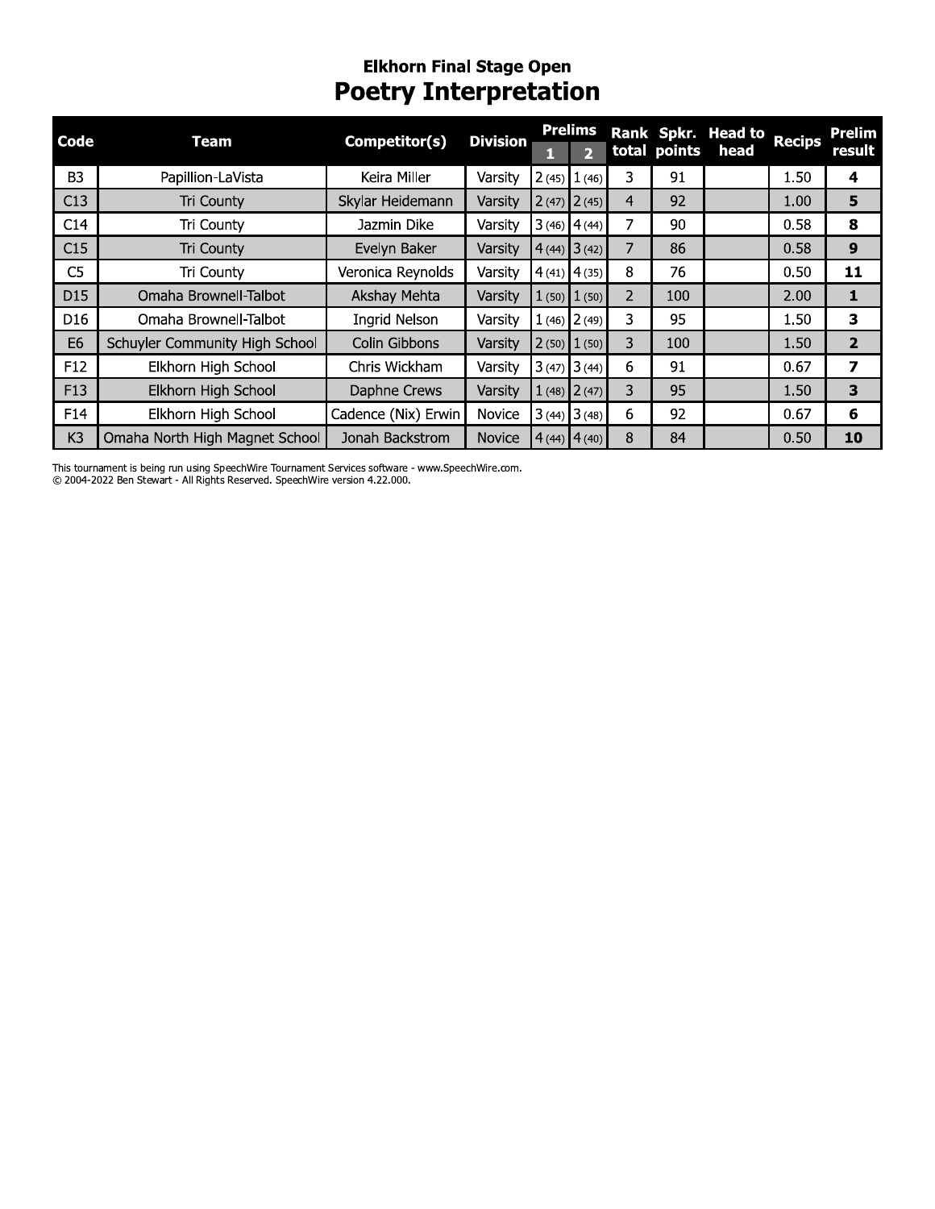## Elkhorn Final Stage Open

# Poetry Interpretation

| Code | Team | Competitor(s) | Division | Prelims | | Rank total | Spkr. points | Head to head | Recips | Prelim result |
|---|---|---|---|---|---|---|---|---|---|---|
| | | | | 1 | 2 | | | | | |
| B3 | Papillion-LaVista | Keira Miller | Varsity | 2 (45) | 1 (46) | 3 | 91 | | 1.50 | **4** |
| C13 | Tri County | Skylar Heidemann | Varsity | 2 (47) | 2 (45) | 4 | 92 | | 1.00 | **5** |
| C14 | Tri County | Jazmin Dike | Varsity | 3 (46) | 4 (44) | 7 | 90 | | 0.58 | **8** |
| C15 | Tri County | Evelyn Baker | Varsity | 4 (44) | 3 (42) | 7 | 86 | | 0.58 | **9** |
| C5 | Tri County | Veronica Reynolds | Varsity | 4 (41) | 4 (35) | 8 | 76 | | 0.50 | **11** |
| D15 | Omaha Brownell-Talbot | Akshay Mehta | Varsity | 1 (50) | 1 (50) | 2 | 100 | | 2.00 | **1** |
| D16 | Omaha Brownell-Talbot | Ingrid Nelson | Varsity | 1 (46) | 2 (49) | 3 | 95 | | 1.50 | **3** |
| E6 | Schuyler Community High School | Colin Gibbons | Varsity | 2 (50) | 1 (50) | 3 | 100 | | 1.50 | **2** |
| F12 | Elkhorn High School | Chris Wickham | Varsity | 3 (47) | 3 (44) | 6 | 91 | | 0.67 | **7** |
| F13 | Elkhorn High School | Daphne Crews | Varsity | 1 (48) | 2 (47) | 3 | 95 | | 1.50 | **3** |
| F14 | Elkhorn High School | Cadence (Nix) Erwin | Novice | 3 (44) | 3 (48) | 6 | 92 | | 0.67 | **6** |
| K3 | Omaha North High Magnet School | Jonah Backstrom | Novice | 4 (44) | 4 (40) | 8 | 84 | | 0.50 | **10** |

This tournament is being run using SpeechWire Tournament Services software - www.SpeechWire.com.
© 2004-2022 Ben Stewart - All Rights Reserved. SpeechWire version 4.22.000.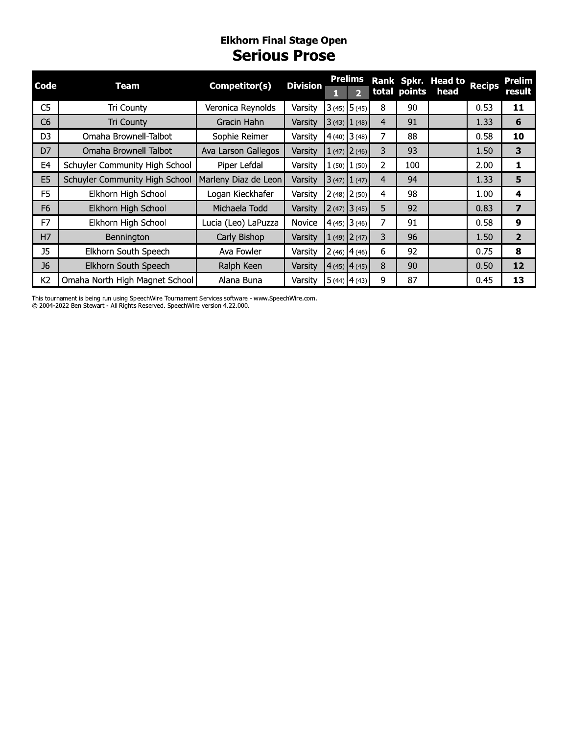## Elkhorn Final Stage Open

# Serious Prose

| Code | Team | Competitor(s) | Division | Prelims | | Rank total | Spkr. points | Head to head | Recips | Prelim result |
|---|---|---|---|---|---|---|---|---|---|---|
| | | | | 1 | 2 | | | | | |
| C5 | Tri County | Veronica Reynolds | Varsity | 3 (45) | 5 (45) | 8 | 90 | | 0.53 | **11** |
| C6 | Tri County | Gracin Hahn | Varsity | 3 (43) | 1 (48) | 4 | 91 | | 1.33 | **6** |
| D3 | Omaha Brownell-Talbot | Sophie Reimer | Varsity | 4 (40) | 3 (48) | 7 | 88 | | 0.58 | **10** |
| D7 | Omaha Brownell-Talbot | Ava Larson Gallegos | Varsity | 1 (47) | 2 (46) | 3 | 93 | | 1.50 | **3** |
| E4 | Schuyler Community High School | Piper Lefdal | Varsity | 1 (50) | 1 (50) | 2 | 100 | | 2.00 | **1** |
| E5 | Schuyler Community High School | Marleny Diaz de Leon | Varsity | 3 (47) | 1 (47) | 4 | 94 | | 1.33 | **5** |
| F5 | Elkhorn High School | Logan Kieckhafer | Varsity | 2 (48) | 2 (50) | 4 | 98 | | 1.00 | **4** |
| F6 | Elkhorn High School | Michaela Todd | Varsity | 2 (47) | 3 (45) | 5 | 92 | | 0.83 | **7** |
| F7 | Elkhorn High School | Lucia (Leo) LaPuzza | Novice | 4 (45) | 3 (46) | 7 | 91 | | 0.58 | **9** |
| H7 | Bennington | Carly Bishop | Varsity | 1 (49) | 2 (47) | 3 | 96 | | 1.50 | **2** |
| J5 | Elkhorn South Speech | Ava Fowler | Varsity | 2 (46) | 4 (46) | 6 | 92 | | 0.75 | **8** |
| J6 | Elkhorn South Speech | Ralph Keen | Varsity | 4 (45) | 4 (45) | 8 | 90 | | 0.50 | **12** |
| K2 | Omaha North High Magnet School | Alana Buna | Varsity | 5 (44) | 4 (43) | 9 | 87 | | 0.45 | **13** |

This tournament is being run using SpeechWire Tournament Services software - www.SpeechWire.com.
© 2004-2022 Ben Stewart - All Rights Reserved. SpeechWire version 4.22.000.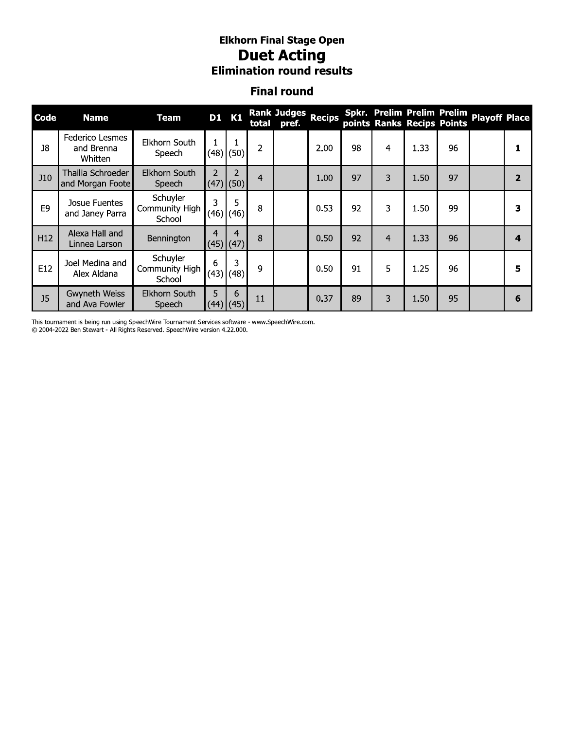# Elkhorn Final Stage Open

## Duet Acting

### Elimination round results

### Final round

| Code | Name | Team | D1 | K1 | Rank total | Judges pref. | Recips | Spkr. points | Prelim Ranks | Prelim Recips | Prelim Points | Playoff | Place |
|---|---|---|---|---|---|---|---|---|---|---|---|---|---|
| J8 | Federico Lesmes and Brenna Whitten | Elkhorn South Speech | 1 (48) | 1 (50) | 2 | | 2.00 | 98 | 4 | 1.33 | 96 | | **1** |
| J10 | Thailia Schroeder and Morgan Foote | Elkhorn South Speech | 2 (47) | 2 (50) | 4 | | 1.00 | 97 | 3 | 1.50 | 97 | | **2** |
| E9 | Josue Fuentes and Janey Parra | Schuyler Community High School | 3 (46) | 5 (46) | 8 | | 0.53 | 92 | 3 | 1.50 | 99 | | **3** |
| H12 | Alexa Hall and Linnea Larson | Bennington | 4 (45) | 4 (47) | 8 | | 0.50 | 92 | 4 | 1.33 | 96 | | **4** |
| E12 | Joel Medina and Alex Aldana | Schuyler Community High School | 6 (43) | 3 (48) | 9 | | 0.50 | 91 | 5 | 1.25 | 96 | | **5** |
| J5 | Gwyneth Weiss and Ava Fowler | Elkhorn South Speech | 5 (44) | 6 (45) | 11 | | 0.37 | 89 | 3 | 1.50 | 95 | | **6** |

This tournament is being run using SpeechWire Tournament Services software - www.SpeechWire.com.
© 2004-2022 Ben Stewart - All Rights Reserved. SpeechWire version 4.22.000.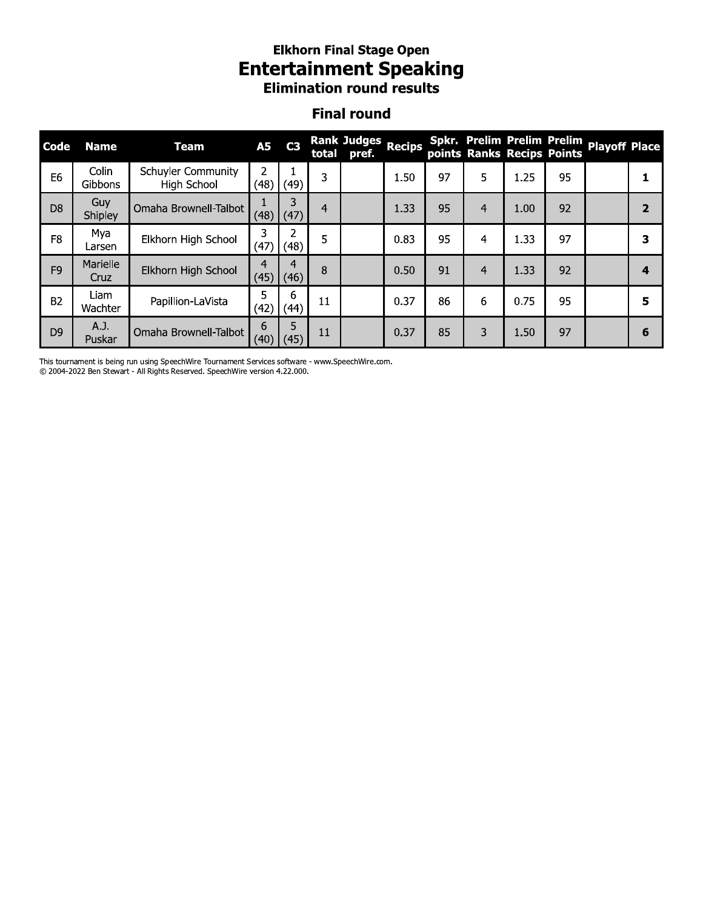### Elkhorn Final Stage Open

# Entertainment Speaking

### Elimination round results

## Final round

| Code | Name | Team | A5 | C3 | Rank total | Judges pref. | Recips | Spkr. points | Prelim Ranks | Prelim Recips | Prelim Points | Playoff | Place |
|---|---|---|---|---|---|---|---|---|---|---|---|---|---|
| E6 | Colin Gibbons | Schuyler Community High School | 2 (48) | 1 (49) | 3 | | 1.50 | 97 | 5 | 1.25 | 95 | | **1** |
| D8 | Guy Shipley | Omaha Brownell-Talbot | 1 (48) | 3 (47) | 4 | | 1.33 | 95 | 4 | 1.00 | 92 | | **2** |
| F8 | Mya Larsen | Elkhorn High School | 3 (47) | 2 (48) | 5 | | 0.83 | 95 | 4 | 1.33 | 97 | | **3** |
| F9 | Marielle Cruz | Elkhorn High School | 4 (45) | 4 (46) | 8 | | 0.50 | 91 | 4 | 1.33 | 92 | | **4** |
| B2 | Liam Wachter | Papillion-LaVista | 5 (42) | 6 (44) | 11 | | 0.37 | 86 | 6 | 0.75 | 95 | | **5** |
| D9 | A.J. Puskar | Omaha Brownell-Talbot | 6 (40) | 5 (45) | 11 | | 0.37 | 85 | 3 | 1.50 | 97 | | **6** |

This tournament is being run using SpeechWire Tournament Services software - www.SpeechWire.com.
© 2004-2022 Ben Stewart - All Rights Reserved. SpeechWire version 4.22.000.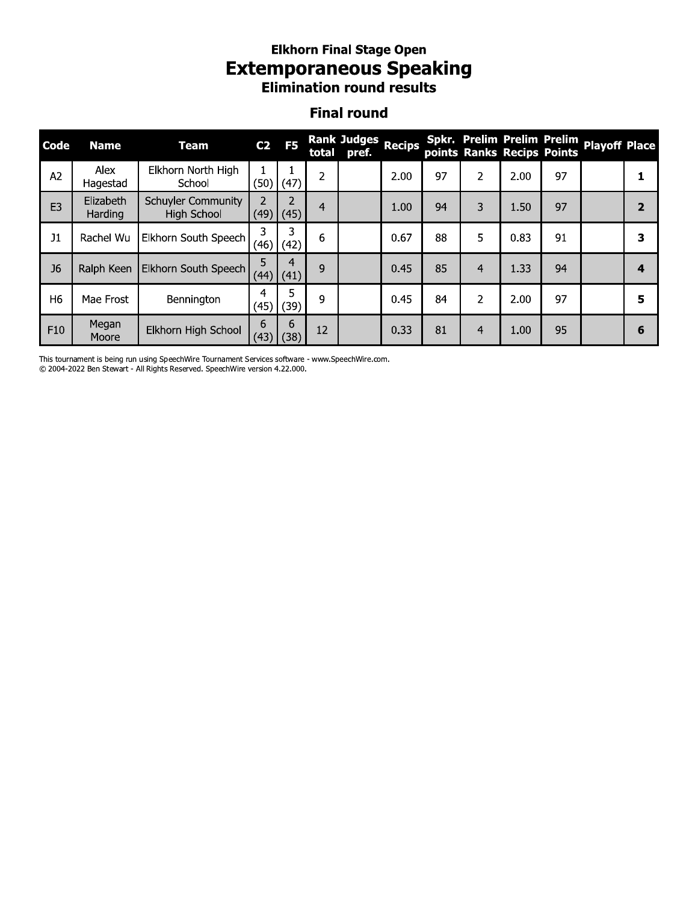### Elkhorn Final Stage Open

# Extemporaneous Speaking

### Elimination round results

## Final round

| Code | Name | Team | C2 | F5 | Rank total | Judges pref. | Recips | Spkr. points | Prelim Ranks | Prelim Recips | Prelim Points | Playoff | Place |
|---|---|---|---|---|---|---|---|---|---|---|---|---|---|
| A2 | Alex Hagestad | Elkhorn North High School | 1 (50) | 1 (47) | 2 | | 2.00 | 97 | 2 | 2.00 | 97 | | **1** |
| E3 | Elizabeth Harding | Schuyler Community High School | 2 (49) | 2 (45) | 4 | | 1.00 | 94 | 3 | 1.50 | 97 | | **2** |
| J1 | Rachel Wu | Elkhorn South Speech | 3 (46) | 3 (42) | 6 | | 0.67 | 88 | 5 | 0.83 | 91 | | **3** |
| J6 | Ralph Keen | Elkhorn South Speech | 5 (44) | 4 (41) | 9 | | 0.45 | 85 | 4 | 1.33 | 94 | | **4** |
| H6 | Mae Frost | Bennington | 4 (45) | 5 (39) | 9 | | 0.45 | 84 | 2 | 2.00 | 97 | | **5** |
| F10 | Megan Moore | Elkhorn High School | 6 (43) | 6 (38) | 12 | | 0.33 | 81 | 4 | 1.00 | 95 | | **6** |

This tournament is being run using SpeechWire Tournament Services software - www.SpeechWire.com.
© 2004-2022 Ben Stewart - All Rights Reserved. SpeechWire version 4.22.000.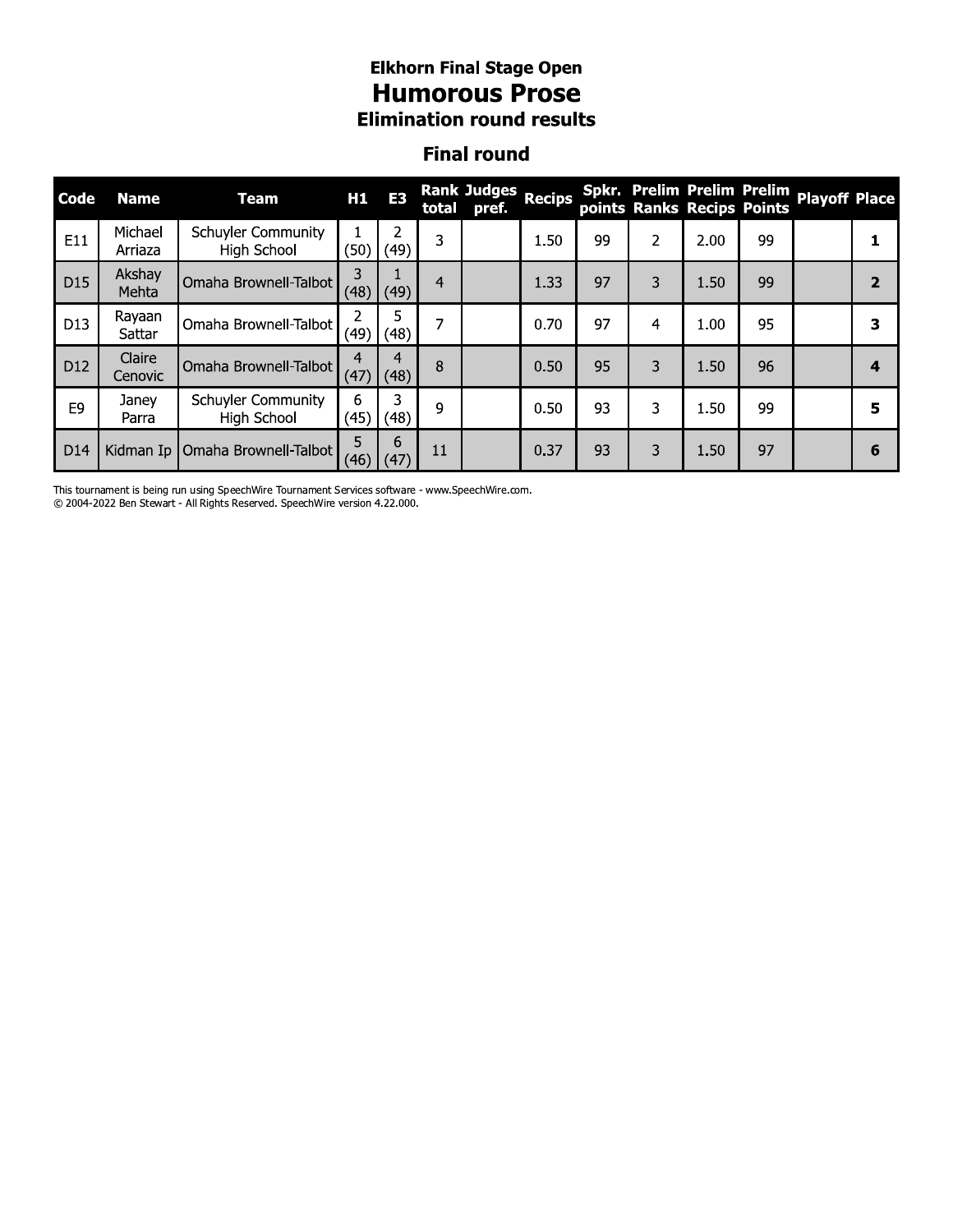## Elkhorn Final Stage Open

# Humorous Prose

## Elimination round results

### Final round

| Code | Name | Team | H1 | E3 | Rank total | Judges pref. | Recips | Spkr. points | Prelim Ranks | Prelim Recips | Prelim Points | Playoff | Place |
|---|---|---|---|---|---|---|---|---|---|---|---|---|---|
| E11 | Michael Arriaza | Schuyler Community High School | 1 (50) | 2 (49) | 3 | | 1.50 | 99 | 2 | 2.00 | 99 | | **1** |
| D15 | Akshay Mehta | Omaha Brownell-Talbot | 3 (48) | 1 (49) | 4 | | 1.33 | 97 | 3 | 1.50 | 99 | | **2** |
| D13 | Rayaan Sattar | Omaha Brownell-Talbot | 2 (49) | 5 (48) | 7 | | 0.70 | 97 | 4 | 1.00 | 95 | | **3** |
| D12 | Claire Cenovic | Omaha Brownell-Talbot | 4 (47) | 4 (48) | 8 | | 0.50 | 95 | 3 | 1.50 | 96 | | **4** |
| E9 | Janey Parra | Schuyler Community High School | 6 (45) | 3 (48) | 9 | | 0.50 | 93 | 3 | 1.50 | 99 | | **5** |
| D14 | Kidman Ip | Omaha Brownell-Talbot | 5 (46) | 6 (47) | 11 | | 0.37 | 93 | 3 | 1.50 | 97 | | **6** |

This tournament is being run using SpeechWire Tournament Services software - www.SpeechWire.com.
© 2004-2022 Ben Stewart - All Rights Reserved. SpeechWire version 4.22.000.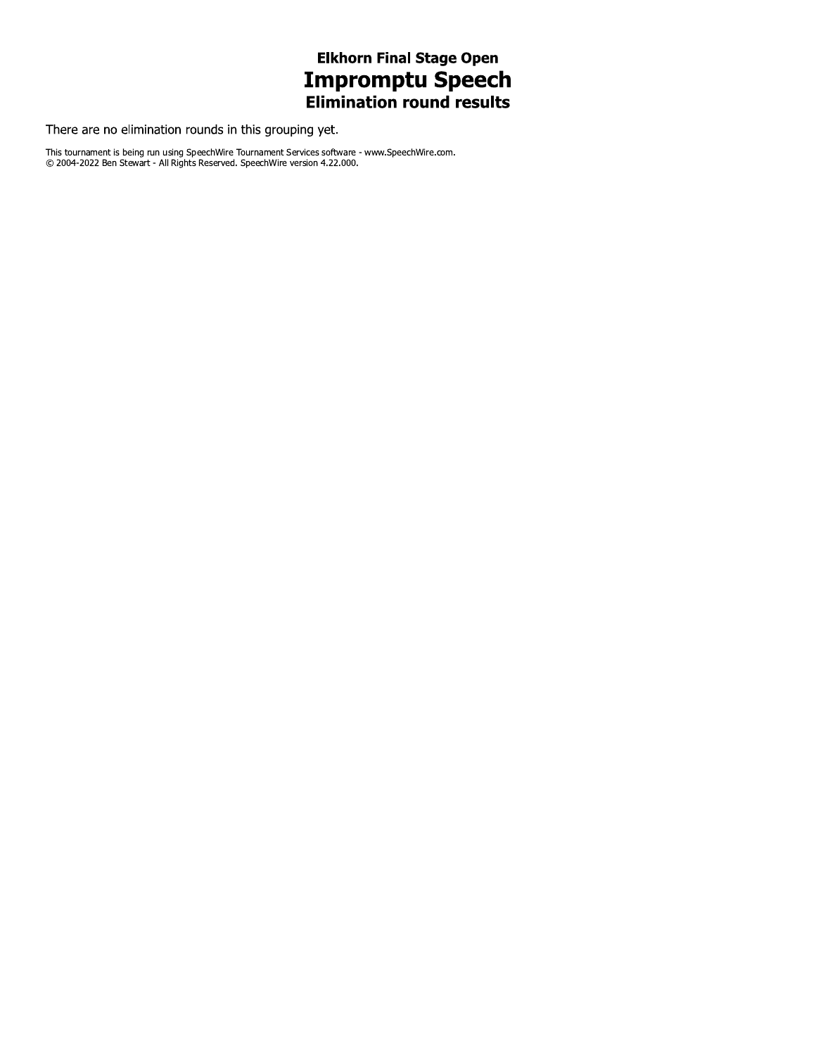# Elkhorn Final Stage Open
# Impromptu Speech
## Elimination round results

There are no elimination rounds in this grouping yet.

This tournament is being run using SpeechWire Tournament Services software - www.SpeechWire.com.
© 2004-2022 Ben Stewart - All Rights Reserved. SpeechWire version 4.22.000.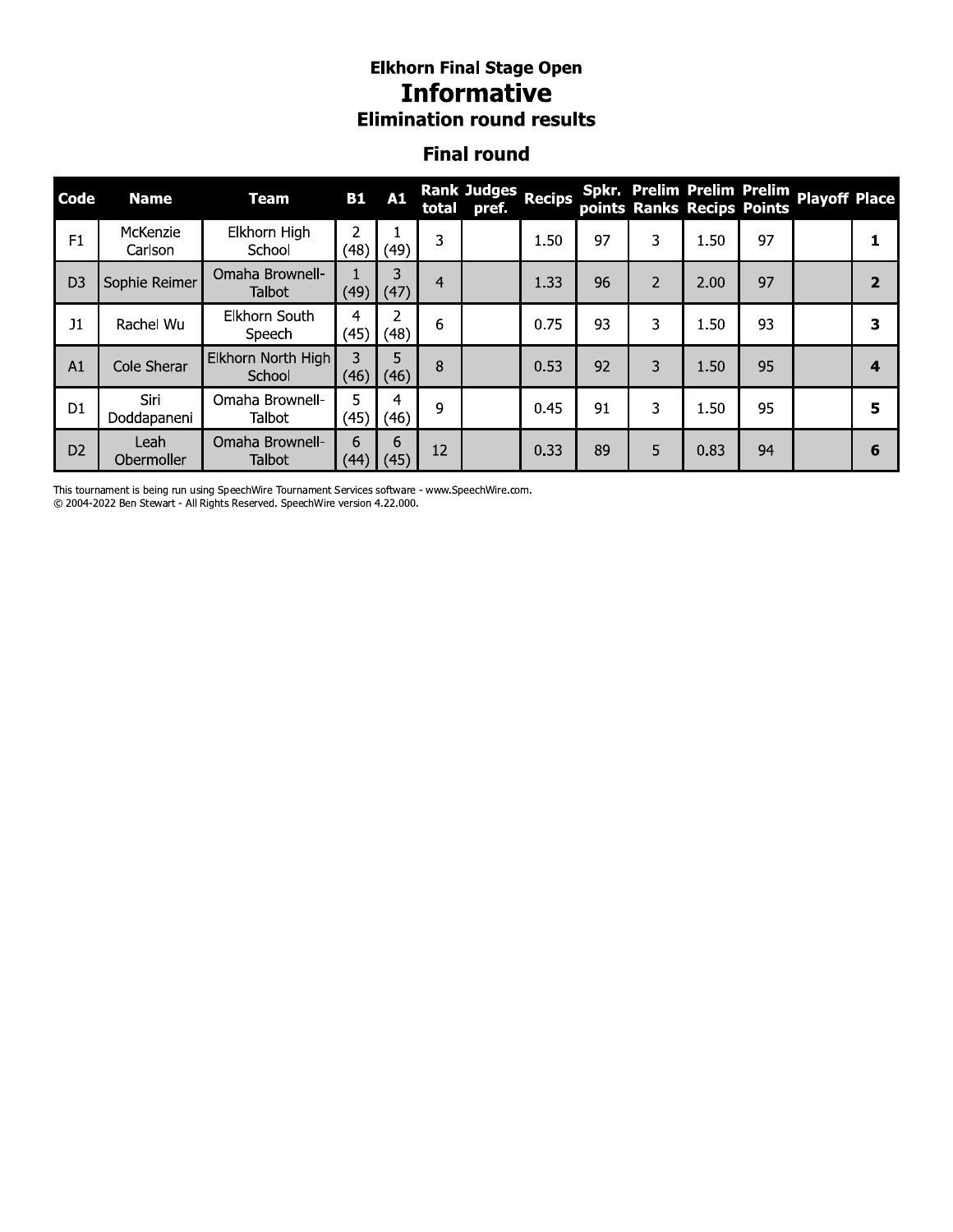### Elkhorn Final Stage Open

# Informative

### Elimination round results

## Final round

| Code | Name | Team | B1 | A1 | Rank total | Judges pref. | Recips | Spkr. points | Prelim Ranks | Prelim Recips | Prelim Points | Playoff | Place |
|---|---|---|---|---|---|---|---|---|---|---|---|---|---|
| F1 | McKenzie Carlson | Elkhorn High School | 2 (48) | 1 (49) | 3 | | 1.50 | 97 | 3 | 1.50 | 97 | | **1** |
| D3 | Sophie Reimer | Omaha Brownell-Talbot | 1 (49) | 3 (47) | 4 | | 1.33 | 96 | 2 | 2.00 | 97 | | **2** |
| J1 | Rachel Wu | Elkhorn South Speech | 4 (45) | 2 (48) | 6 | | 0.75 | 93 | 3 | 1.50 | 93 | | **3** |
| A1 | Cole Sherar | Elkhorn North High School | 3 (46) | 5 (46) | 8 | | 0.53 | 92 | 3 | 1.50 | 95 | | **4** |
| D1 | Siri Doddapaneni | Omaha Brownell-Talbot | 5 (45) | 4 (46) | 9 | | 0.45 | 91 | 3 | 1.50 | 95 | | **5** |
| D2 | Leah Obermoller | Omaha Brownell-Talbot | 6 (44) | 6 (45) | 12 | | 0.33 | 89 | 5 | 0.83 | 94 | | **6** |

This tournament is being run using SpeechWire Tournament Services software - www.SpeechWire.com.
© 2004-2022 Ben Stewart - All Rights Reserved. SpeechWire version 4.22.000.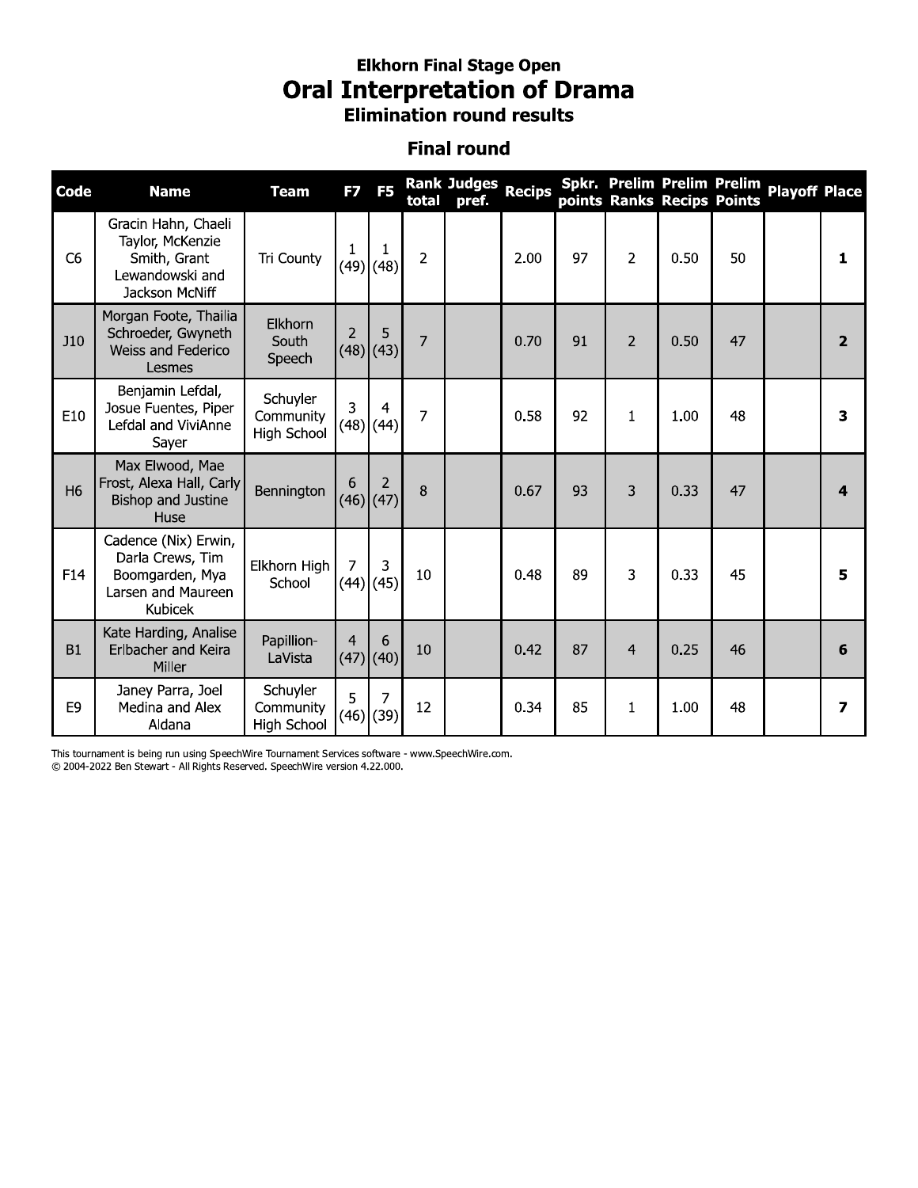### Elkhorn Final Stage Open

# Oral Interpretation of Drama

### Elimination round results

## Final round

| Code | Name | Team | F7 | F5 | Rank total | Judges pref. | Recips | Spkr. points | Prelim Ranks | Prelim Recips | Prelim Points | Playoff | Place |
|---|---|---|---|---|---|---|---|---|---|---|---|---|---|
| C6 | Gracin Hahn, Chaeli Taylor, McKenzie Smith, Grant Lewandowski and Jackson McNiff | Tri County | 1 (49) | 1 (48) | 2 | | 2.00 | 97 | 2 | 0.50 | 50 | | **1** |
| J10 | Morgan Foote, Thailia Schroeder, Gwyneth Weiss and Federico Lesmes | Elkhorn South Speech | 2 (48) | 5 (43) | 7 | | 0.70 | 91 | 2 | 0.50 | 47 | | **2** |
| E10 | Benjamin Lefdal, Josue Fuentes, Piper Lefdal and ViviAnne Sayer | Schuyler Community High School | 3 (48) | 4 (44) | 7 | | 0.58 | 92 | 1 | 1.00 | 48 | | **3** |
| H6 | Max Elwood, Mae Frost, Alexa Hall, Carly Bishop and Justine Huse | Bennington | 6 (46) | 2 (47) | 8 | | 0.67 | 93 | 3 | 0.33 | 47 | | **4** |
| F14 | Cadence (Nix) Erwin, Darla Crews, Tim Boomgarden, Mya Larsen and Maureen Kubicek | Elkhorn High School | 7 (44) | 3 (45) | 10 | | 0.48 | 89 | 3 | 0.33 | 45 | | **5** |
| B1 | Kate Harding, Analise Erlbacher and Keira Miller | Papillion-LaVista | 4 (47) | 6 (40) | 10 | | 0.42 | 87 | 4 | 0.25 | 46 | | **6** |
| E9 | Janey Parra, Joel Medina and Alex Aldana | Schuyler Community High School | 5 (46) | 7 (39) | 12 | | 0.34 | 85 | 1 | 1.00 | 48 | | **7** |

This tournament is being run using SpeechWire Tournament Services software - www.SpeechWire.com.
© 2004-2022 Ben Stewart - All Rights Reserved. SpeechWire version 4.22.000.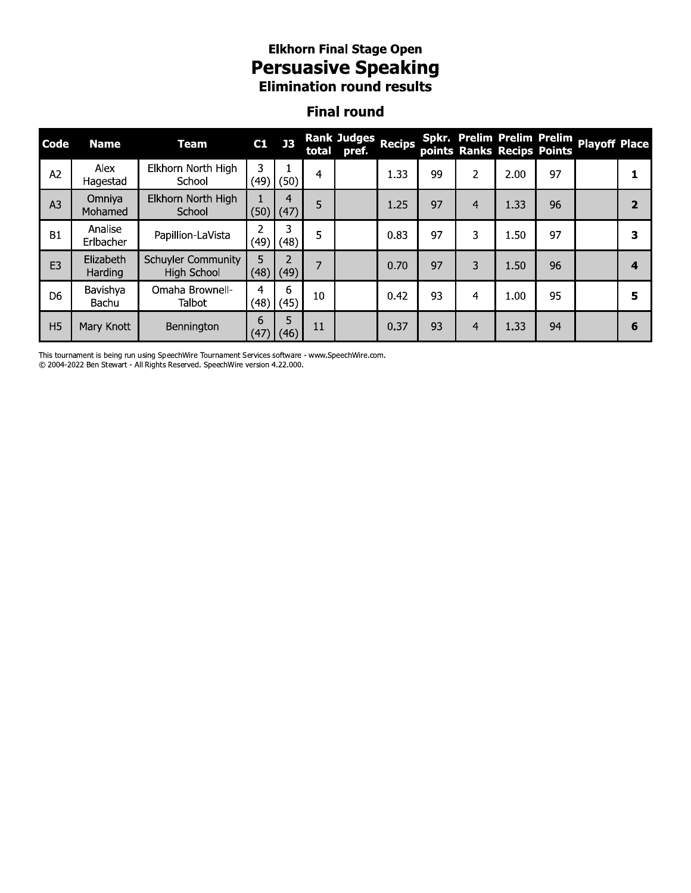# Elkhorn Final Stage Open
## Persuasive Speaking
### Elimination round results

### Final round

| Code | Name | Team | C1 | J3 | Rank total | Judges pref. | Recips | Spkr. points | Prelim Ranks | Prelim Recips | Prelim Points | Playoff | Place |
|---|---|---|---|---|---|---|---|---|---|---|---|---|---|
| A2 | Alex Hagestad | Elkhorn North High School | 3 (49) | 1 (50) | 4 | | 1.33 | 99 | 2 | 2.00 | 97 | | **1** |
| A3 | Omniya Mohamed | Elkhorn North High School | 1 (50) | 4 (47) | 5 | | 1.25 | 97 | 4 | 1.33 | 96 | | **2** |
| B1 | Analise Erlbacher | Papillion-LaVista | 2 (49) | 3 (48) | 5 | | 0.83 | 97 | 3 | 1.50 | 97 | | **3** |
| E3 | Elizabeth Harding | Schuyler Community High School | 5 (48) | 2 (49) | 7 | | 0.70 | 97 | 3 | 1.50 | 96 | | **4** |
| D6 | Bavishya Bachu | Omaha Brownell-Talbot | 4 (48) | 6 (45) | 10 | | 0.42 | 93 | 4 | 1.00 | 95 | | **5** |
| H5 | Mary Knott | Bennington | 6 (47) | 5 (46) | 11 | | 0.37 | 93 | 4 | 1.33 | 94 | | **6** |

This tournament is being run using SpeechWire Tournament Services software - www.SpeechWire.com.
© 2004-2022 Ben Stewart - All Rights Reserved. SpeechWire version 4.22.000.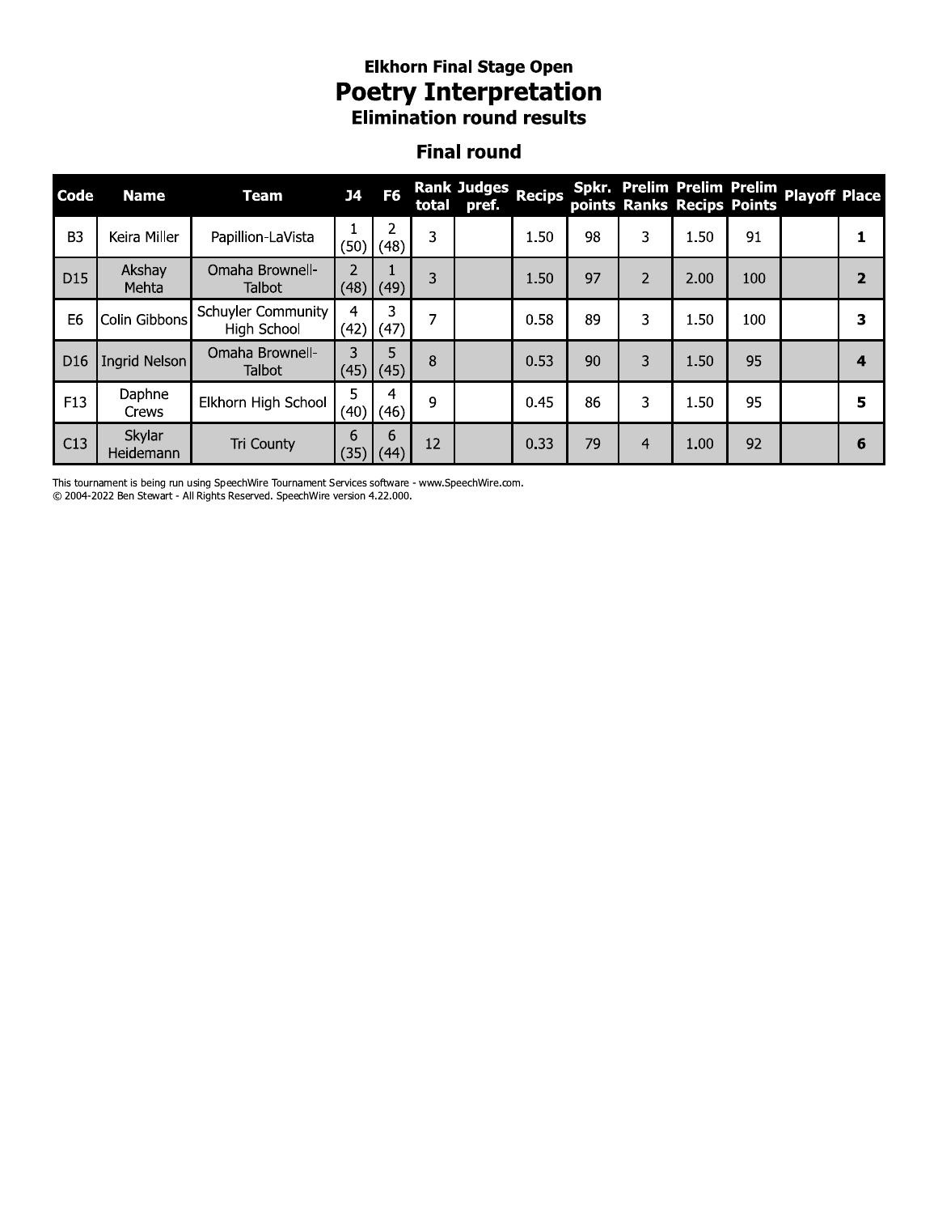# Elkhorn Final Stage Open

## Poetry Interpretation

### Elimination round results

### Final round

| Code | Name | Team | J4 | F6 | Rank total | Judges pref. | Recips | Spkr. points | Prelim Ranks | Prelim Recips | Prelim Points | Playoff | Place |
|---|---|---|---|---|---|---|---|---|---|---|---|---|---|
| B3 | Keira Miller | Papillion-LaVista | 1 (50) | 2 (48) | 3 | | 1.50 | 98 | 3 | 1.50 | 91 | | **1** |
| D15 | Akshay Mehta | Omaha Brownell-Talbot | 2 (48) | 1 (49) | 3 | | 1.50 | 97 | 2 | 2.00 | 100 | | **2** |
| E6 | Colin Gibbons | Schuyler Community High School | 4 (42) | 3 (47) | 7 | | 0.58 | 89 | 3 | 1.50 | 100 | | **3** |
| D16 | Ingrid Nelson | Omaha Brownell-Talbot | 3 (45) | 5 (45) | 8 | | 0.53 | 90 | 3 | 1.50 | 95 | | **4** |
| F13 | Daphne Crews | Elkhorn High School | 5 (40) | 4 (46) | 9 | | 0.45 | 86 | 3 | 1.50 | 95 | | **5** |
| C13 | Skylar Heidemann | Tri County | 6 (35) | 6 (44) | 12 | | 0.33 | 79 | 4 | 1.00 | 92 | | **6** |

This tournament is being run using SpeechWire Tournament Services software - www.SpeechWire.com.
© 2004-2022 Ben Stewart - All Rights Reserved. SpeechWire version 4.22.000.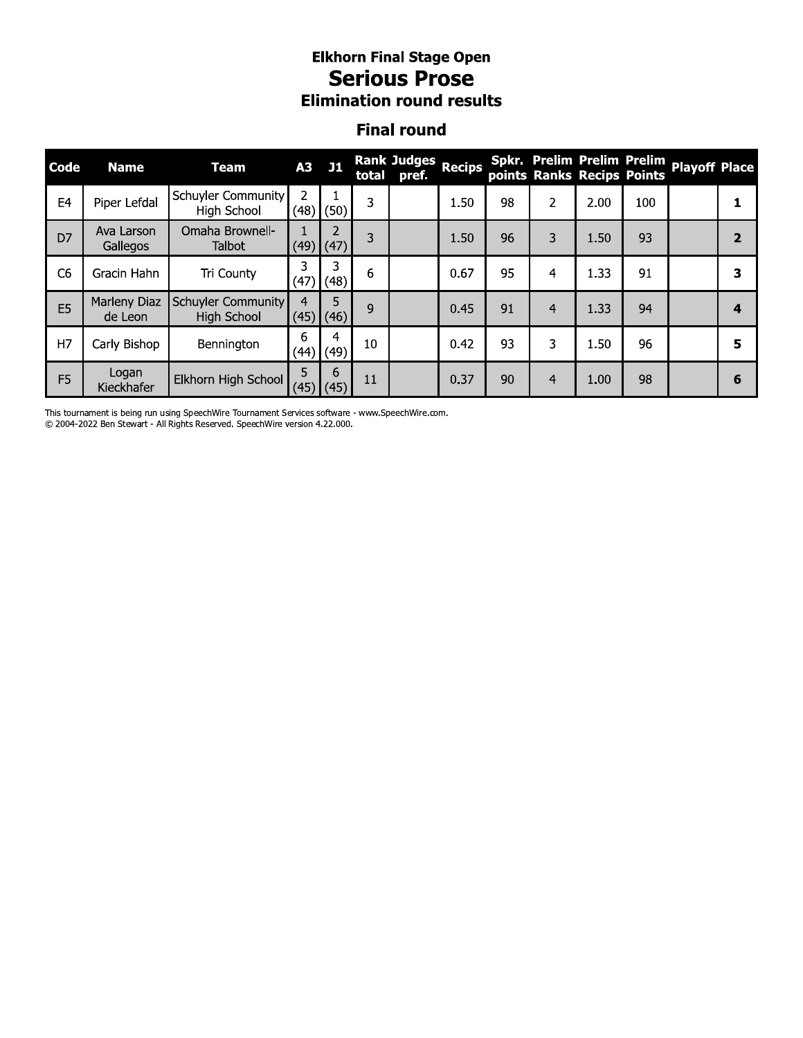# Elkhorn Final Stage Open

## Serious Prose

### Elimination round results

### Final round

| Code | Name | Team | A3 | J1 | Rank total | Judges pref. | Recips | Spkr. points | Prelim Ranks | Prelim Recips | Prelim Points | Playoff | Place |
|---|---|---|---|---|---|---|---|---|---|---|---|---|---|
| E4 | Piper Lefdal | Schuyler Community High School | 2 (48) | 1 (50) | 3 | | 1.50 | 98 | 2 | 2.00 | 100 | | **1** |
| D7 | Ava Larson Gallegos | Omaha Brownell-Talbot | 1 (49) | 2 (47) | 3 | | 1.50 | 96 | 3 | 1.50 | 93 | | **2** |
| C6 | Gracin Hahn | Tri County | 3 (47) | 3 (48) | 6 | | 0.67 | 95 | 4 | 1.33 | 91 | | **3** |
| E5 | Marleny Diaz de Leon | Schuyler Community High School | 4 (45) | 5 (46) | 9 | | 0.45 | 91 | 4 | 1.33 | 94 | | **4** |
| H7 | Carly Bishop | Bennington | 6 (44) | 4 (49) | 10 | | 0.42 | 93 | 3 | 1.50 | 96 | | **5** |
| F5 | Logan Kieckhafer | Elkhorn High School | 5 (45) | 6 (45) | 11 | | 0.37 | 90 | 4 | 1.00 | 98 | | **6** |

This tournament is being run using SpeechWire Tournament Services software - www.SpeechWire.com.
© 2004-2022 Ben Stewart - All Rights Reserved. SpeechWire version 4.22.000.